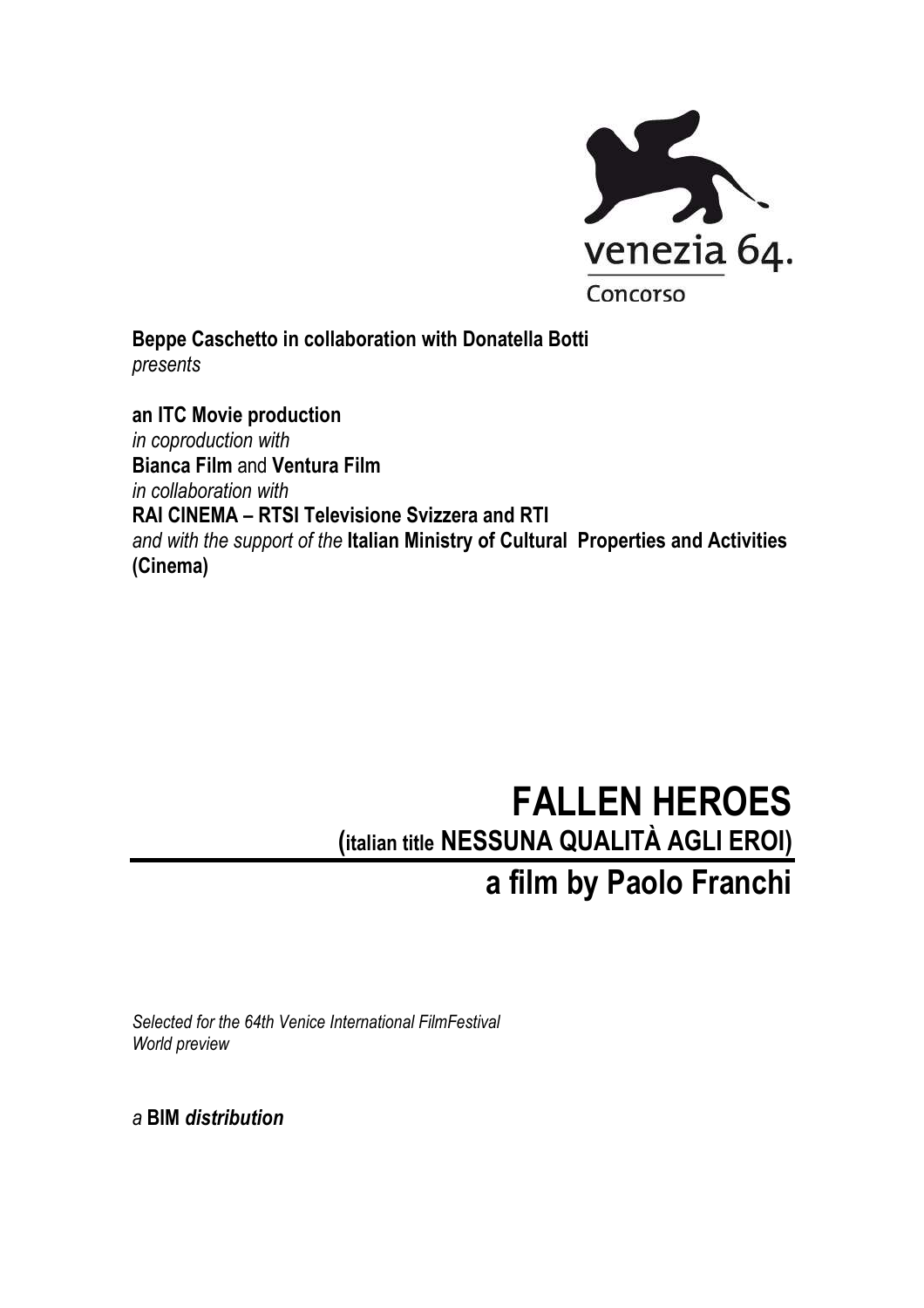venezia 64.

Concorso

**Beppe Caschetto in collaboration with Donatella Botti**
*presents*

**an ITC Movie production**
*in coproduction with*
**Bianca Film** and **Ventura Film**
*in collaboration with*
**RAI CINEMA – RTSI Televisione Svizzera and RTI**
*and with the support of the* **Italian Ministry of Cultural Properties and Activities (Cinema)**

# FALLEN HEROES

## (italian title NESSUNA QUALITÀ AGLI EROI)

## a film by Paolo Franchi

*Selected for the 64th Venice International FilmFestival*
*World preview*

*a* **BIM** ***distribution***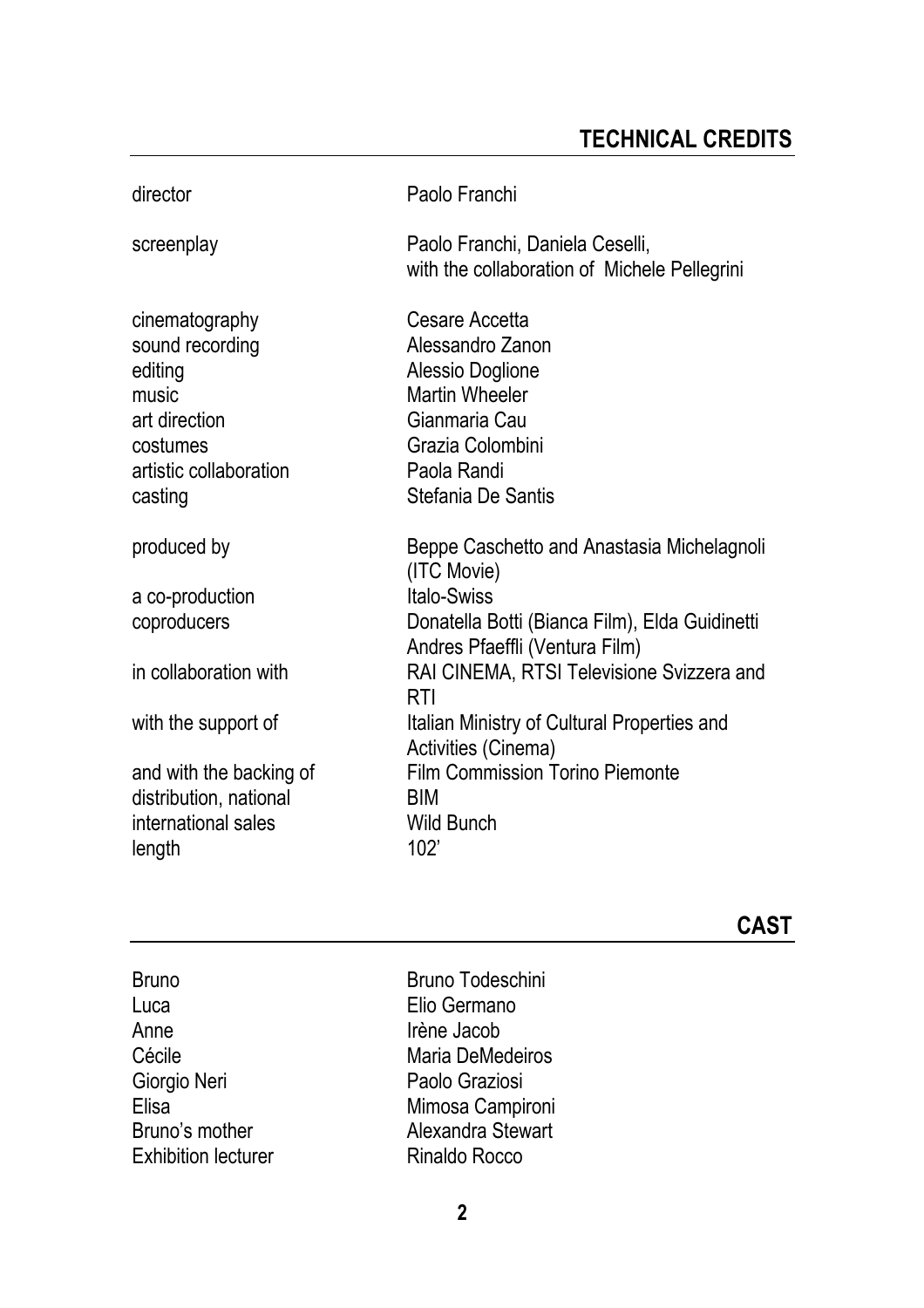## TECHNICAL CREDITS

| | |
|---|---|
| director | Paolo Franchi |
| screenplay | Paolo Franchi, Daniela Ceselli, with the collaboration of Michele Pellegrini |
| cinematography | Cesare Accetta |
| sound recording | Alessandro Zanon |
| editing | Alessio Doglione |
| music | Martin Wheeler |
| art direction | Gianmaria Cau |
| costumes | Grazia Colombini |
| artistic collaboration | Paola Randi |
| casting | Stefania De Santis |
| produced by | Beppe Caschetto and Anastasia Michelagnoli (ITC Movie) |
| a co-production | Italo-Swiss |
| coproducers | Donatella Botti (Bianca Film), Elda Guidinetti Andres Pfaeffli (Ventura Film) |
| in collaboration with | RAI CINEMA, RTSI Televisione Svizzera and RTI |
| with the support of | Italian Ministry of Cultural Properties and Activities (Cinema) |
| and with the backing of | Film Commission Torino Piemonte |
| distribution, national | BIM |
| international sales | Wild Bunch |
| length | 102' |

## CAST

| | |
|---|---|
| Bruno | Bruno Todeschini |
| Luca | Elio Germano |
| Anne | Irène Jacob |
| Cécile | Maria DeMedeiros |
| Giorgio Neri | Paolo Graziosi |
| Elisa | Mimosa Campironi |
| Bruno's mother | Alexandra Stewart |
| Exhibition lecturer | Rinaldo Rocco |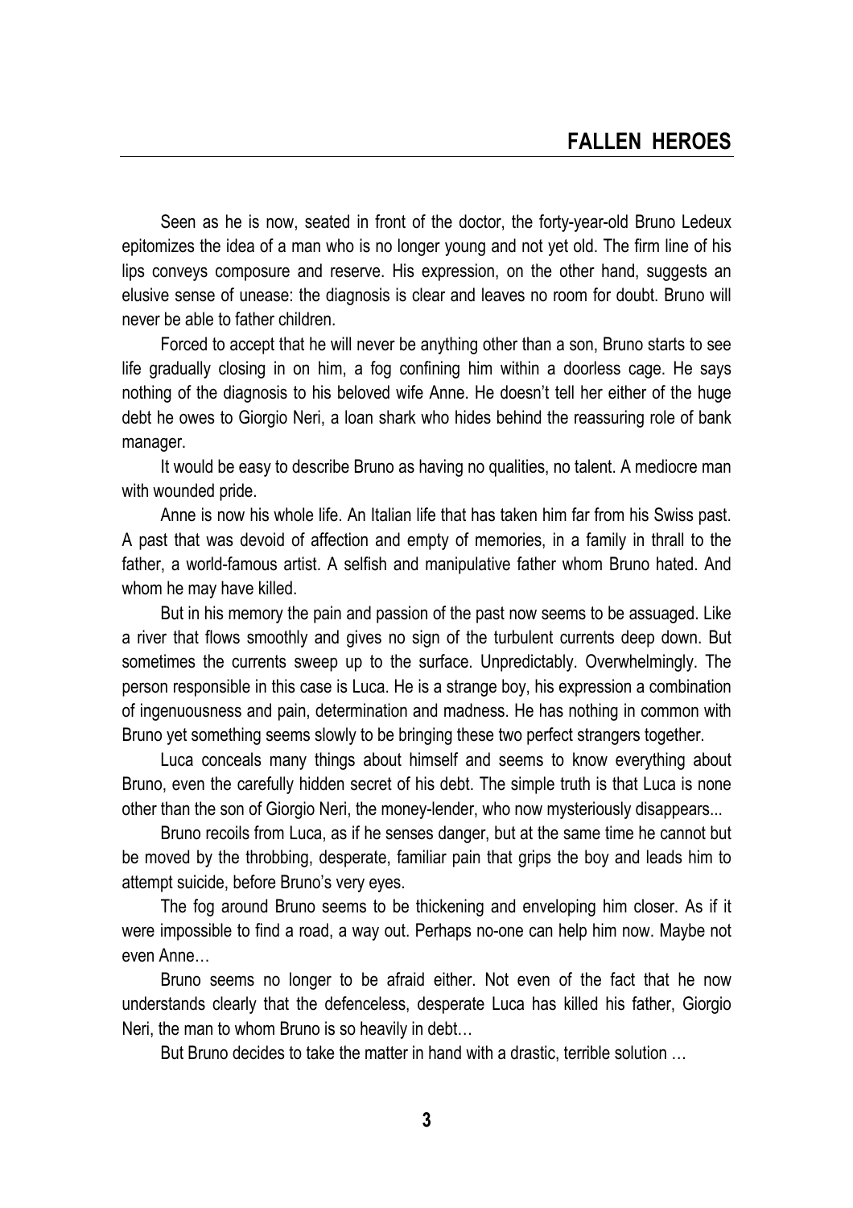## FALLEN HEROES

Seen as he is now, seated in front of the doctor, the forty-year-old Bruno Ledeux epitomizes the idea of a man who is no longer young and not yet old. The firm line of his lips conveys composure and reserve. His expression, on the other hand, suggests an elusive sense of unease: the diagnosis is clear and leaves no room for doubt. Bruno will never be able to father children.

Forced to accept that he will never be anything other than a son, Bruno starts to see life gradually closing in on him, a fog confining him within a doorless cage. He says nothing of the diagnosis to his beloved wife Anne. He doesn't tell her either of the huge debt he owes to Giorgio Neri, a loan shark who hides behind the reassuring role of bank manager.

It would be easy to describe Bruno as having no qualities, no talent. A mediocre man with wounded pride.

Anne is now his whole life. An Italian life that has taken him far from his Swiss past. A past that was devoid of affection and empty of memories, in a family in thrall to the father, a world-famous artist. A selfish and manipulative father whom Bruno hated. And whom he may have killed.

But in his memory the pain and passion of the past now seems to be assuaged. Like a river that flows smoothly and gives no sign of the turbulent currents deep down. But sometimes the currents sweep up to the surface. Unpredictably. Overwhelmingly. The person responsible in this case is Luca. He is a strange boy, his expression a combination of ingenuousness and pain, determination and madness. He has nothing in common with Bruno yet something seems slowly to be bringing these two perfect strangers together.

Luca conceals many things about himself and seems to know everything about Bruno, even the carefully hidden secret of his debt. The simple truth is that Luca is none other than the son of Giorgio Neri, the money-lender, who now mysteriously disappears...

Bruno recoils from Luca, as if he senses danger, but at the same time he cannot but be moved by the throbbing, desperate, familiar pain that grips the boy and leads him to attempt suicide, before Bruno's very eyes.

The fog around Bruno seems to be thickening and enveloping him closer. As if it were impossible to find a road, a way out. Perhaps no-one can help him now. Maybe not even Anne…

Bruno seems no longer to be afraid either. Not even of the fact that he now understands clearly that the defenceless, desperate Luca has killed his father, Giorgio Neri, the man to whom Bruno is so heavily in debt…

But Bruno decides to take the matter in hand with a drastic, terrible solution …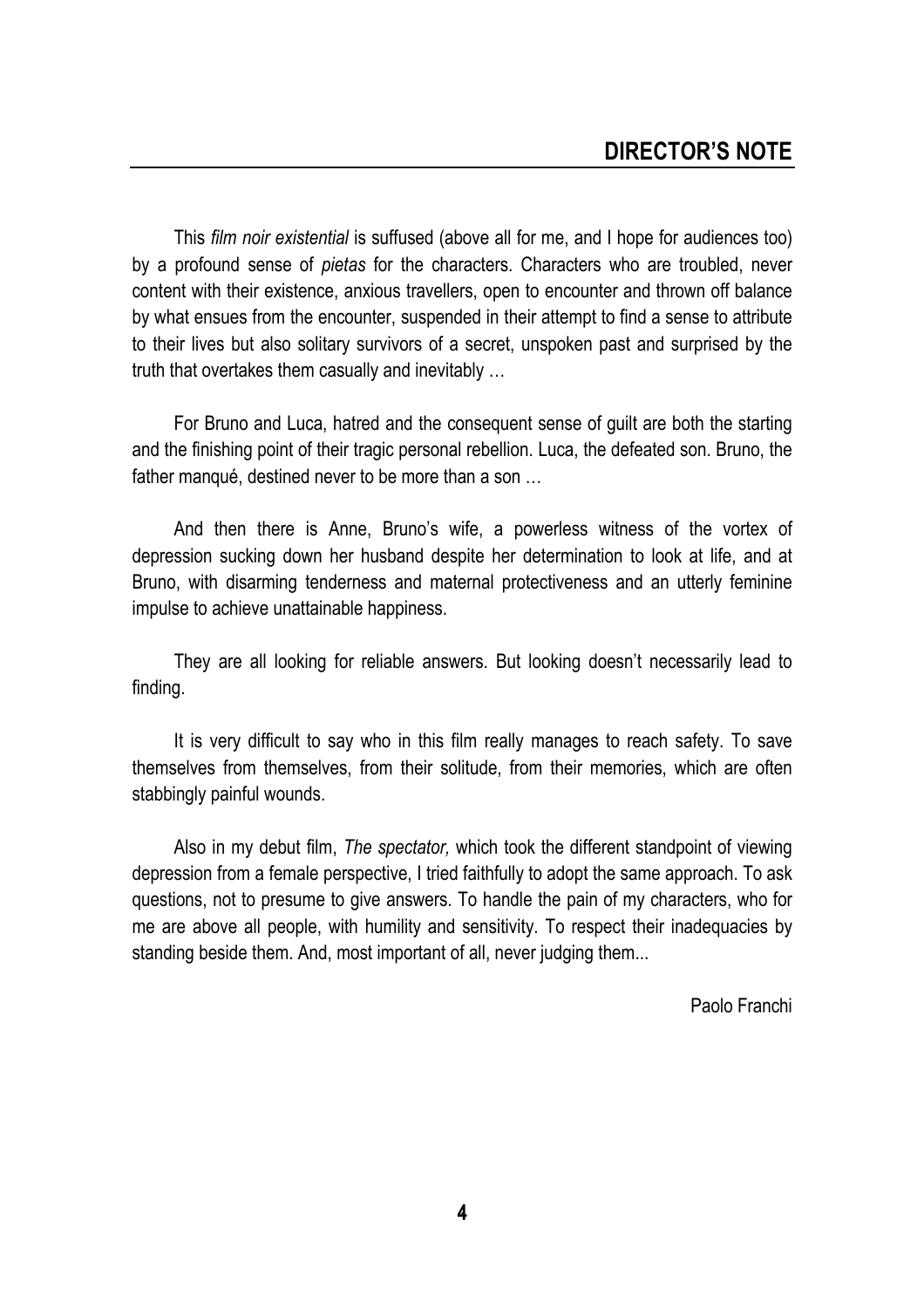## DIRECTOR'S NOTE

This *film noir existential* is suffused (above all for me, and I hope for audiences too) by a profound sense of *pietas* for the characters. Characters who are troubled, never content with their existence, anxious travellers, open to encounter and thrown off balance by what ensues from the encounter, suspended in their attempt to find a sense to attribute to their lives but also solitary survivors of a secret, unspoken past and surprised by the truth that overtakes them casually and inevitably …

For Bruno and Luca, hatred and the consequent sense of guilt are both the starting and the finishing point of their tragic personal rebellion. Luca, the defeated son. Bruno, the father manqué, destined never to be more than a son …

And then there is Anne, Bruno's wife, a powerless witness of the vortex of depression sucking down her husband despite her determination to look at life, and at Bruno, with disarming tenderness and maternal protectiveness and an utterly feminine impulse to achieve unattainable happiness.

They are all looking for reliable answers. But looking doesn't necessarily lead to finding.

It is very difficult to say who in this film really manages to reach safety. To save themselves from themselves, from their solitude, from their memories, which are often stabbingly painful wounds.

Also in my debut film, *The spectator,* which took the different standpoint of viewing depression from a female perspective, I tried faithfully to adopt the same approach. To ask questions, not to presume to give answers. To handle the pain of my characters, who for me are above all people, with humility and sensitivity. To respect their inadequacies by standing beside them. And, most important of all, never judging them...

Paolo Franchi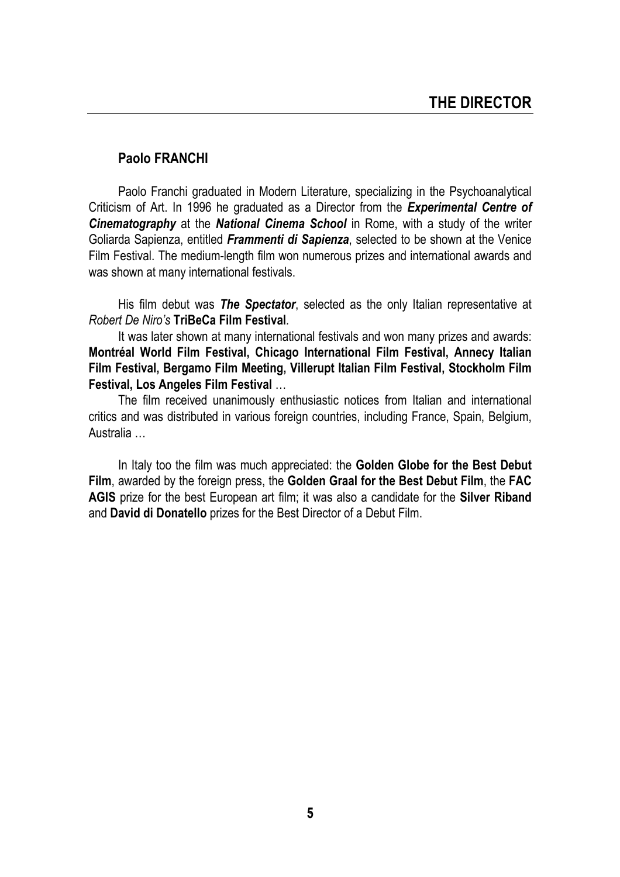# THE DIRECTOR

## Paolo FRANCHI

Paolo Franchi graduated in Modern Literature, specializing in the Psychoanalytical Criticism of Art. In 1996 he graduated as a Director from the ***Experimental Centre of Cinematography*** at the ***National Cinema School*** in Rome, with a study of the writer Goliarda Sapienza, entitled ***Frammenti di Sapienza***, selected to be shown at the Venice Film Festival. The medium-length film won numerous prizes and international awards and was shown at many international festivals.

His film debut was ***The Spectator***, selected as the only Italian representative at *Robert De Niro's* **TriBeCa Film Festival***.*

It was later shown at many international festivals and won many prizes and awards: **Montréal World Film Festival, Chicago International Film Festival, Annecy Italian Film Festival, Bergamo Film Meeting, Villerupt Italian Film Festival, Stockholm Film Festival, Los Angeles Film Festival** …

The film received unanimously enthusiastic notices from Italian and international critics and was distributed in various foreign countries, including France, Spain, Belgium, Australia …

In Italy too the film was much appreciated: the **Golden Globe for the Best Debut Film**, awarded by the foreign press, the **Golden Graal for the Best Debut Film**, the **FAC AGIS** prize for the best European art film; it was also a candidate for the **Silver Riband** and **David di Donatello** prizes for the Best Director of a Debut Film.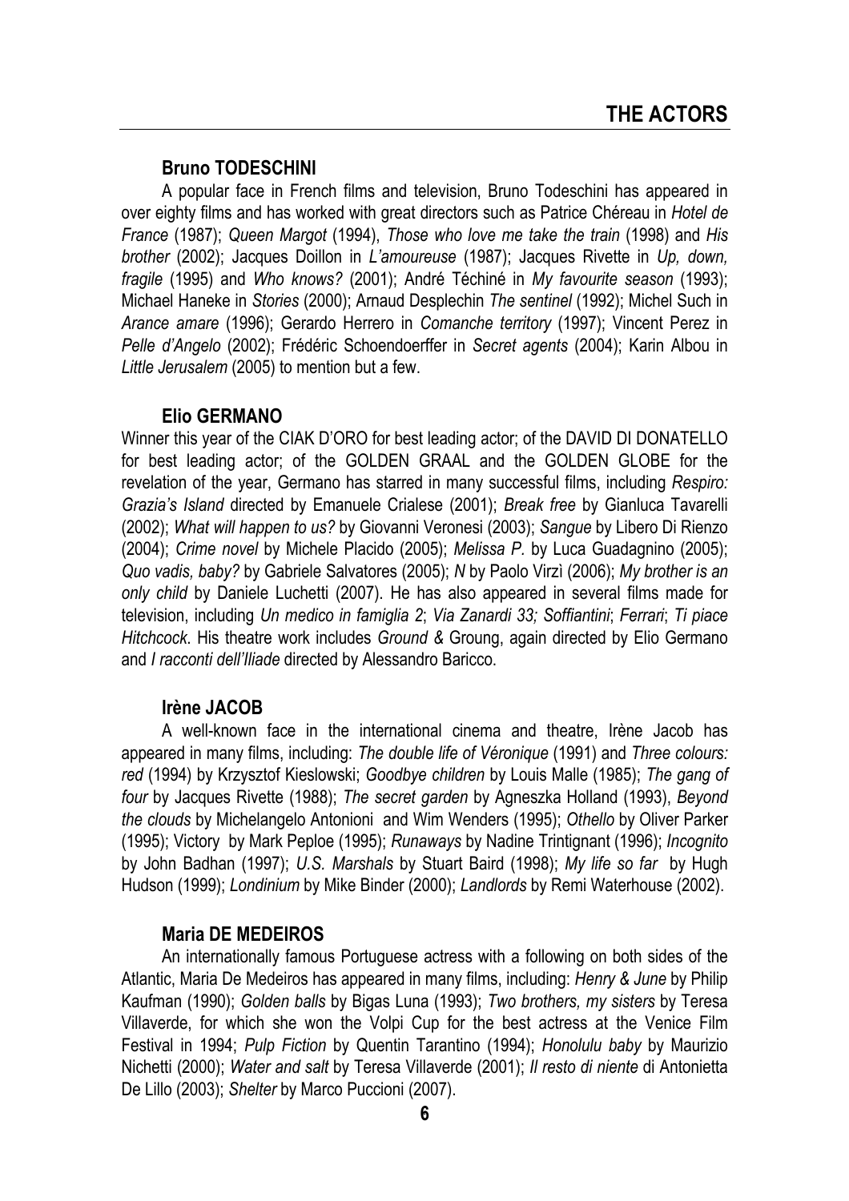# THE ACTORS

### Bruno TODESCHINI

A popular face in French films and television, Bruno Todeschini has appeared in over eighty films and has worked with great directors such as Patrice Chéreau in *Hotel de France* (1987); *Queen Margot* (1994), *Those who love me take the train* (1998) and *His brother* (2002); Jacques Doillon in *L'amoureuse* (1987); Jacques Rivette in *Up, down, fragile* (1995) and *Who knows?* (2001); André Téchiné in *My favourite season* (1993); Michael Haneke in *Stories* (2000); Arnaud Desplechin *The sentinel* (1992); Michel Such in *Arance amare* (1996); Gerardo Herrero in *Comanche territory* (1997); Vincent Perez in *Pelle d'Angelo* (2002); Frédéric Schoendoerffer in *Secret agents* (2004); Karin Albou in *Little Jerusalem* (2005) to mention but a few.

### Elio GERMANO

Winner this year of the CIAK D'ORO for best leading actor; of the DAVID DI DONATELLO for best leading actor; of the GOLDEN GRAAL and the GOLDEN GLOBE for the revelation of the year, Germano has starred in many successful films, including *Respiro: Grazia's Island* directed by Emanuele Crialese (2001); *Break free* by Gianluca Tavarelli (2002); *What will happen to us?* by Giovanni Veronesi (2003); *Sangue* by Libero Di Rienzo (2004); *Crime novel* by Michele Placido (2005); *Melissa P.* by Luca Guadagnino (2005); *Quo vadis, baby?* by Gabriele Salvatores (2005); *N* by Paolo Virzì (2006); *My brother is an only child* by Daniele Luchetti (2007). He has also appeared in several films made for television, including *Un medico in famiglia 2*; *Via Zanardi 33; Soffiantini*; *Ferrari*; *Ti piace Hitchcock*. His theatre work includes *Ground &* Groung, again directed by Elio Germano and *I racconti dell'Iliade* directed by Alessandro Baricco.

### Irène JACOB

A well-known face in the international cinema and theatre, Irène Jacob has appeared in many films, including: *The double life of Véronique* (1991) and *Three colours: red* (1994) by Krzysztof Kieslowski; *Goodbye children* by Louis Malle (1985); *The gang of four* by Jacques Rivette (1988); *The secret garden* by Agneszka Holland (1993), *Beyond the clouds* by Michelangelo Antonioni and Wim Wenders (1995); *Othello* by Oliver Parker (1995); Victory by Mark Peploe (1995); *Runaways* by Nadine Trintignant (1996); *Incognito* by John Badhan (1997); *U.S. Marshals* by Stuart Baird (1998); *My life so far* by Hugh Hudson (1999); *Londinium* by Mike Binder (2000); *Landlords* by Remi Waterhouse (2002).

### Maria DE MEDEIROS

An internationally famous Portuguese actress with a following on both sides of the Atlantic, Maria De Medeiros has appeared in many films, including: *Henry & June* by Philip Kaufman (1990); *Golden balls* by Bigas Luna (1993); *Two brothers, my sisters* by Teresa Villaverde, for which she won the Volpi Cup for the best actress at the Venice Film Festival in 1994; *Pulp Fiction* by Quentin Tarantino (1994); *Honolulu baby* by Maurizio Nichetti (2000); *Water and salt* by Teresa Villaverde (2001); *Il resto di niente* di Antonietta De Lillo (2003); *Shelter* by Marco Puccioni (2007).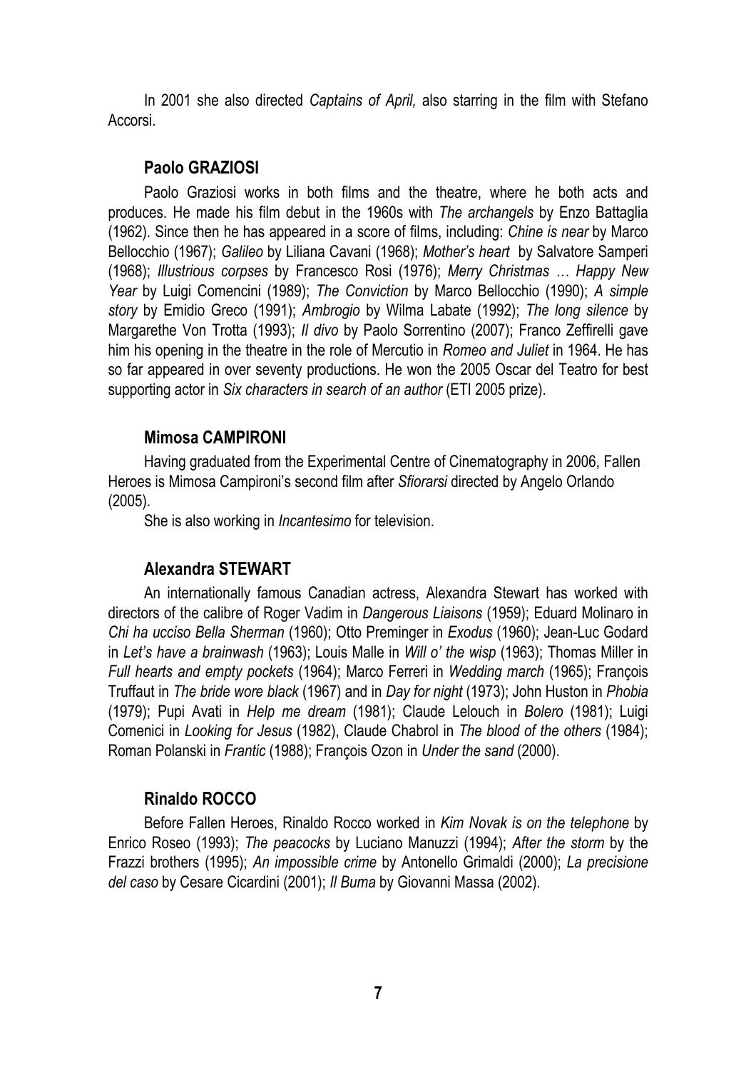In 2001 she also directed *Captains of April,* also starring in the film with Stefano Accorsi.

### Paolo GRAZIOSI

Paolo Graziosi works in both films and the theatre, where he both acts and produces. He made his film debut in the 1960s with *The archangels* by Enzo Battaglia (1962). Since then he has appeared in a score of films, including: *Chine is near* by Marco Bellocchio (1967); *Galileo* by Liliana Cavani (1968); *Mother's heart* by Salvatore Samperi (1968); *Illustrious corpses* by Francesco Rosi (1976); *Merry Christmas … Happy New Year* by Luigi Comencini (1989); *The Conviction* by Marco Bellocchio (1990); *A simple story* by Emidio Greco (1991); *Ambrogio* by Wilma Labate (1992); *The long silence* by Margarethe Von Trotta (1993); *Il divo* by Paolo Sorrentino (2007); Franco Zeffirelli gave him his opening in the theatre in the role of Mercutio in *Romeo and Juliet* in 1964. He has so far appeared in over seventy productions. He won the 2005 Oscar del Teatro for best supporting actor in *Six characters in search of an author* (ETI 2005 prize).

### Mimosa CAMPIRONI

Having graduated from the Experimental Centre of Cinematography in 2006, Fallen Heroes is Mimosa Campironi's second film after *Sfiorarsi* directed by Angelo Orlando (2005).

She is also working in *Incantesimo* for television.

### Alexandra STEWART

An internationally famous Canadian actress, Alexandra Stewart has worked with directors of the calibre of Roger Vadim in *Dangerous Liaisons* (1959); Eduard Molinaro in *Chi ha ucciso Bella Sherman* (1960); Otto Preminger in *Exodus* (1960); Jean-Luc Godard in *Let's have a brainwash* (1963); Louis Malle in *Will o' the wisp* (1963); Thomas Miller in *Full hearts and empty pockets* (1964); Marco Ferreri in *Wedding march* (1965); François Truffaut in *The bride wore black* (1967) and in *Day for night* (1973); John Huston in *Phobia* (1979); Pupi Avati in *Help me dream* (1981); Claude Lelouch in *Bolero* (1981); Luigi Comenici in *Looking for Jesus* (1982), Claude Chabrol in *The blood of the others* (1984); Roman Polanski in *Frantic* (1988); François Ozon in *Under the sand* (2000).

### Rinaldo ROCCO

Before Fallen Heroes, Rinaldo Rocco worked in *Kim Novak is on the telephone* by Enrico Roseo (1993); *The peacocks* by Luciano Manuzzi (1994); *After the storm* by the Frazzi brothers (1995); *An impossible crime* by Antonello Grimaldi (2000); *La precisione del caso* by Cesare Cicardini (2001); *Il Buma* by Giovanni Massa (2002).